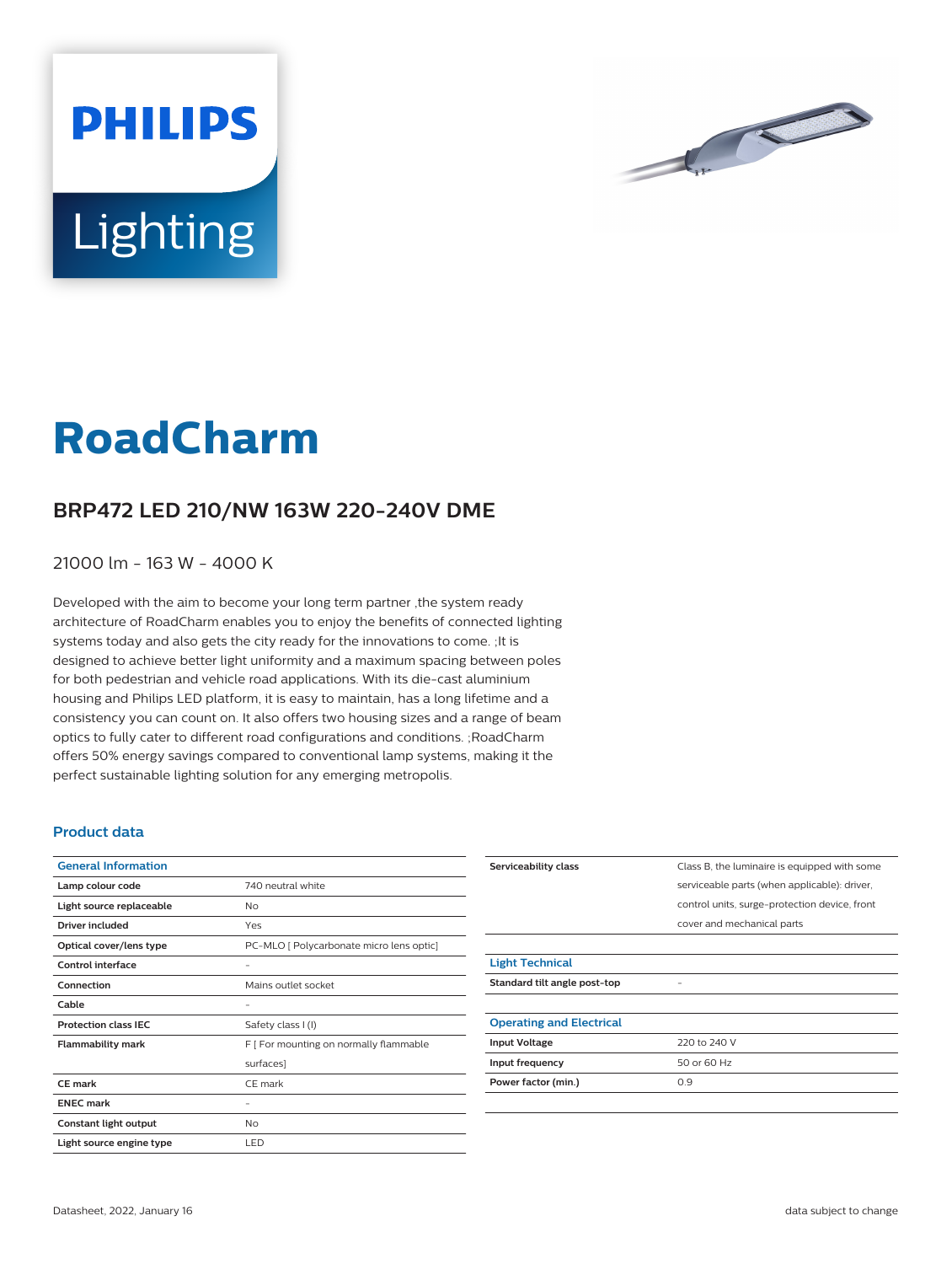PHILIPS

Lighting

# RoadCharm

## BRP472 LED 210/NW 163W 220-240V DME

21000 lm - 163 W - 4000 K

Developed with the aim to become your long term partner ,the system ready architecture of RoadCharm enables you to enjoy the benefits of connected lighting systems today and also gets the city ready for the innovations to come. ;It is designed to achieve better light uniformity and a maximum spacing between poles for both pedestrian and vehicle road applications. With its die-cast aluminium housing and Philips LED platform, it is easy to maintain, has a long lifetime and a consistency you can count on. It also offers two housing sizes and a range of beam optics to fully cater to different road configurations and conditions. ;RoadCharm offers 50% energy savings compared to conventional lamp systems, making it the perfect sustainable lighting solution for any emerging metropolis.

### Product data

| General Information | |
|---|---|
| Lamp colour code | 740 neutral white |
| Light source replaceable | No |
| Driver included | Yes |
| Optical cover/lens type | PC-MLO [ Polycarbonate micro lens optic] |
| Control interface | - |
| Connection | Mains outlet socket |
| Cable | - |
| Protection class IEC | Safety class I (I) |
| Flammability mark | F [ For mounting on normally flammable surfaces] |
| CE mark | CE mark |
| ENEC mark | - |
| Constant light output | No |
| Light source engine type | LED |
| Serviceability class | Class B, the luminaire is equipped with some serviceable parts (when applicable): driver, control units, surge-protection device, front cover and mechanical parts |

| Light Technical | |
|---|---|
| Standard tilt angle post-top | - |

| Operating and Electrical | |
|---|---|
| Input Voltage | 220 to 240 V |
| Input frequency | 50 or 60 Hz |
| Power factor (min.) | 0.9 |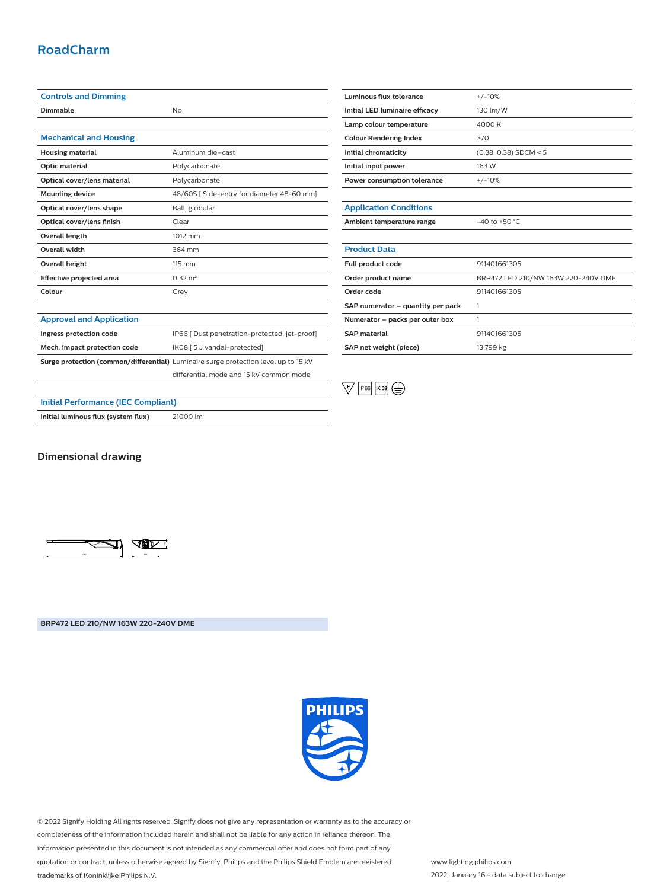## RoadCharm

| Controls and Dimming | |
|---|---|
| **Dimmable** | No |

| Mechanical and Housing | |
|---|---|
| **Housing material** | Aluminum die–cast |
| **Optic material** | Polycarbonate |
| **Optical cover/lens material** | Polycarbonate |
| **Mounting device** | 48/60S [ Side-entry for diameter 48-60 mm] |
| **Optical cover/lens shape** | Ball, globular |
| **Optical cover/lens finish** | Clear |
| **Overall length** | 1012 mm |
| **Overall width** | 364 mm |
| **Overall height** | 115 mm |
| **Effective projected area** | 0.32 m² |
| **Colour** | Grey |

| Approval and Application | |
|---|---|
| **Ingress protection code** | IP66 [ Dust penetration-protected, jet-proof] |
| **Mech. impact protection code** | IK08 [ 5 J vandal-protected] |
| **Surge protection (common/differential)** | Luminaire surge protection level up to 15 kV differential mode and 15 kV common mode |

| Initial Performance (IEC Compliant) | |
|---|---|
| **Initial luminous flux (system flux)** | 21000 lm |
| **Luminous flux tolerance** | +/-10% |
| **Initial LED luminaire efficacy** | 130 lm/W |
| **Lamp colour temperature** | 4000 K |
| **Colour Rendering Index** | >70 |
| **Initial chromaticity** | (0.38, 0.38) SDCM < 5 |
| **Initial input power** | 163 W |
| **Power consumption tolerance** | +/-10% |

| Application Conditions | |
|---|---|
| **Ambient temperature range** | -40 to +50 °C |

| Product Data | |
|---|---|
| **Full product code** | 911401661305 |
| **Order product name** | BRP472 LED 210/NW 163W 220-240V DME |
| **Order code** | 911401661305 |
| **SAP numerator – quantity per pack** | 1 |
| **Numerator – packs per outer box** | 1 |
| **SAP material** | 911401661305 |
| **SAP net weight (piece)** | 13.799 kg |

### Dimensional drawing

**BRP472 LED 210/NW 163W 220-240V DME**

© 2022 Signify Holding All rights reserved. Signify does not give any representation or warranty as to the accuracy or completeness of the information included herein and shall not be liable for any action in reliance thereon. The information presented in this document is not intended as any commercial offer and does not form part of any quotation or contract, unless otherwise agreed by Signify. Philips and the Philips Shield Emblem are registered trademarks of Koninklijke Philips N.V.

www.lighting.philips.com

2022, January 16 - data subject to change